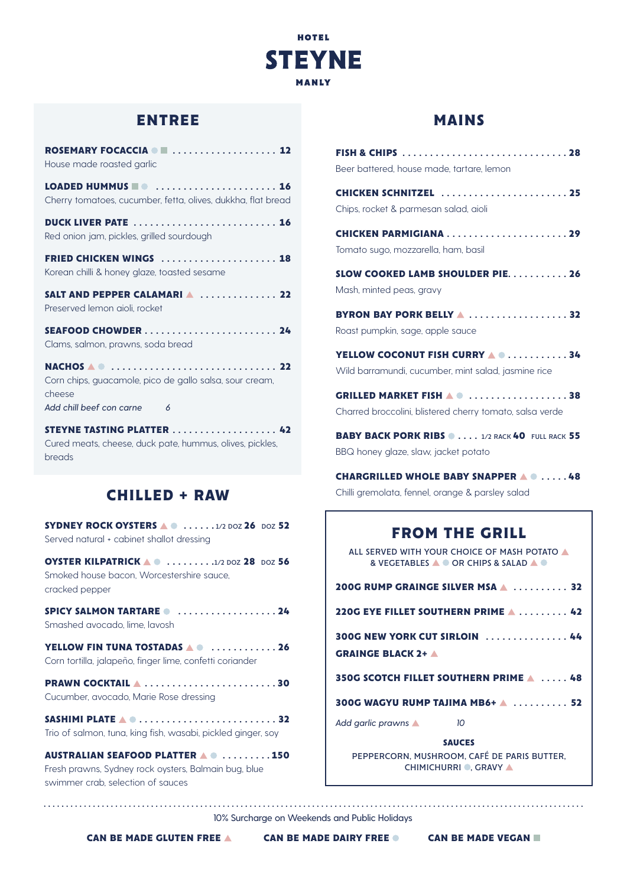# HOTEL STEYNE MANLY

## ENTREE

**ROSEMARY FOCACCIA** ● ■ .................. 12
House made roasted garlic

**LOADED HUMMUS** ■ ● .................. 16
Cherry tomatoes, cucumber, fetta, olives, dukkha, flat bread

**DUCK LIVER PATE** .................. 16
Red onion jam, pickles, grilled sourdough

**FRIED CHICKEN WINGS** .................. 18
Korean chilli & honey glaze, toasted sesame

**SALT AND PEPPER CALAMARI** ▲ .................. 22
Preserved lemon aioli, rocket

**SEAFOOD CHOWDER** .................. 24
Clams, salmon, prawns, soda bread

**NACHOS** ▲ ● .................. 22
Corn chips, guacamole, pico de gallo salsa, sour cream, cheese
*Add chill beef con carne* 6

**STEYNE TASTING PLATTER** .................. 42
Cured meats, cheese, duck pate, hummus, olives, pickles, breads

## CHILLED + RAW

**SYDNEY ROCK OYSTERS** ▲ ● ...... 1/2 DOZ 26 DOZ 52
Served natural + cabinet shallot dressing

**OYSTER KILPATRICK** ▲ ● ......... 1/2 DOZ 28 DOZ 56
Smoked house bacon, Worcestershire sauce, cracked pepper

**SPICY SALMON TARTARE** ● .................. 24
Smashed avocado, lime, lavosh

**YELLOW FIN TUNA TOSTADAS** ▲ ● .................. 26
Corn tortilla, jalapeño, finger lime, confetti coriander

**PRAWN COCKTAIL** ▲ .................. 30
Cucumber, avocado, Marie Rose dressing

**SASHIMI PLATE** ▲ ● .................. 32
Trio of salmon, tuna, king fish, wasabi, pickled ginger, soy

**AUSTRALIAN SEAFOOD PLATTER** ▲ ● .................. 150
Fresh prawns, Sydney rock oysters, Balmain bug, blue swimmer crab, selection of sauces

## MAINS

**FISH & CHIPS** .................. 28
Beer battered, house made, tartare, lemon

**CHICKEN SCHNITZEL** .................. 25
Chips, rocket & parmesan salad, aioli

**CHICKEN PARMIGIANA** .................. 29
Tomato sugo, mozzarella, ham, basil

**SLOW COOKED LAMB SHOULDER PIE** .................. 26
Mash, minted peas, gravy

**BYRON BAY PORK BELLY** ▲ .................. 32
Roast pumpkin, sage, apple sauce

**YELLOW COCONUT FISH CURRY** ▲ ● .................. 34
Wild barramundi, cucumber, mint salad, jasmine rice

**GRILLED MARKET FISH** ▲ ● .................. 38
Charred broccolini, blistered cherry tomato, salsa verde

**BABY BACK PORK RIBS** ● .... 1/2 RACK 40 FULL RACK 55
BBQ honey glaze, slaw, jacket potato

**CHARGRILLED WHOLE BABY SNAPPER** ▲ ● ..... 48
Chilli gremolata, fennel, orange & parsley salad

## FROM THE GRILL

ALL SERVED WITH YOUR CHOICE OF MASH POTATO ▲ & VEGETABLES ▲ ● OR CHIPS & SALAD ▲ ●

**200G RUMP GRAINGE SILVER MSA** ▲ .................. 32

**220G EYE FILLET SOUTHERN PRIME** ▲ .................. 42

**300G NEW YORK CUT SIRLOIN GRAINGE BLACK 2+** ▲ .................. 44

**350G SCOTCH FILLET SOUTHERN PRIME** ▲ .................. 48

**300G WAGYU RUMP TAJIMA MB6+** ▲ .................. 52

*Add garlic prawns* ▲ 10

**SAUCES**
PEPPERCORN, MUSHROOM, CAFÉ DE PARIS BUTTER, CHIMICHURRI ●, GRAVY ▲

---

10% Surcharge on Weekends and Public Holidays

**CAN BE MADE GLUTEN FREE** ▲ **CAN BE MADE DAIRY FREE** ● **CAN BE MADE VEGAN** ■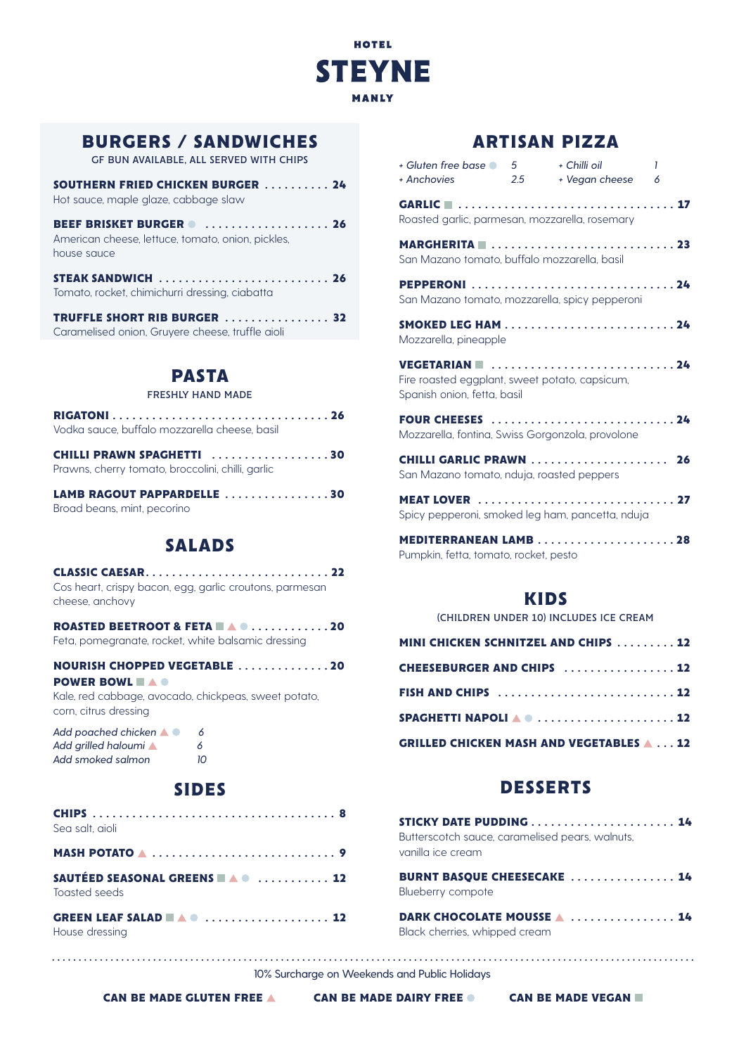HOTEL

# STEYNE

MANLY

## BURGERS / SANDWICHES

GF BUN AVAILABLE, ALL SERVED WITH CHIPS

**SOUTHERN FRIED CHICKEN BURGER** .......... **24**
Hot sauce, maple glaze, cabbage slaw

**BEEF BRISKET BURGER** ● .................. **26**
American cheese, lettuce, tomato, onion, pickles, house sauce

**STEAK SANDWICH** .......................... **26**
Tomato, rocket, chimichurri dressing, ciabatta

**TRUFFLE SHORT RIB BURGER** ................ **32**
Caramelised onion, Gruyere cheese, truffle aioli

## PASTA

FRESHLY HAND MADE

**RIGATONI** ................................ **26**
Vodka sauce, buffalo mozzarella cheese, basil

**CHILLI PRAWN SPAGHETTI** .................. **30**
Prawns, cherry tomato, broccolini, chilli, garlic

**LAMB RAGOUT PAPPARDELLE** ................ **30**
Broad beans, mint, pecorino

## SALADS

**CLASSIC CAESAR** ........................... **22**
Cos heart, crispy bacon, egg, garlic croutons, parmesan cheese, anchovy

**ROASTED BEETROOT & FETA** ■ ▲ ● ............ **20**
Feta, pomegranate, rocket, white balsamic dressing

**NOURISH CHOPPED VEGETABLE POWER BOWL** ■ ▲ ● .............. **20**
Kale, red cabbage, avocado, chickpeas, sweet potato, corn, citrus dressing

*Add poached chicken* ▲ ● 6
*Add grilled haloumi* ▲ 6
*Add smoked salmon* 10

## SIDES

**CHIPS** .................................... **8**
Sea salt, aioli

**MASH POTATO** ▲ ............................ **9**

**SAUTÉED SEASONAL GREENS** ■ ▲ ● ........... **12**
Toasted seeds

**GREEN LEAF SALAD** ■ ▲ ● ................... **12**
House dressing

## ARTISAN PIZZA

*+ Gluten free base* ● 5
*+ Anchovies* 2.5
*+ Chilli oil* 1
*+ Vegan cheese* 6

**GARLIC** ■ .................................. **17**
Roasted garlic, parmesan, mozzarella, rosemary

**MARGHERITA** ■ ............................. **23**
San Mazano tomato, buffalo mozzarella, basil

**PEPPERONI** ................................ **24**
San Mazano tomato, mozzarella, spicy pepperoni

**SMOKED LEG HAM** ........................... **24**
Mozzarella, pineapple

**VEGETARIAN** ■ ............................. **24**
Fire roasted eggplant, sweet potato, capsicum, Spanish onion, fetta, basil

**FOUR CHEESES** ............................ **24**
Mozzarella, fontina, Swiss Gorgonzola, provolone

**CHILLI GARLIC PRAWN** ...................... **26**
San Mazano tomato, nduja, roasted peppers

**MEAT LOVER** .............................. **27**
Spicy pepperoni, smoked leg ham, pancetta, nduja

**MEDITERRANEAN LAMB** ....................... **28**
Pumpkin, fetta, tomato, rocket, pesto

## KIDS

(CHILDREN UNDER 10) INCLUDES ICE CREAM

**MINI CHICKEN SCHNITZEL AND CHIPS** ......... **12**

**CHEESEBURGER AND CHIPS** ................... **12**

**FISH AND CHIPS** ........................... **12**

**SPAGHETTI NAPOLI** ▲ ● ..................... **12**

**GRILLED CHICKEN MASH AND VEGETABLES** ▲ ... **12**

## DESSERTS

**STICKY DATE PUDDING** ...................... **14**
Butterscotch sauce, caramelised pears, walnuts, vanilla ice cream

**BURNT BASQUE CHEESECAKE** .................. **14**
Blueberry compote

**DARK CHOCOLATE MOUSSE** ▲ .................. **14**
Black cherries, whipped cream

10% Surcharge on Weekends and Public Holidays

**CAN BE MADE GLUTEN FREE** ▲ **CAN BE MADE DAIRY FREE** ● **CAN BE MADE VEGAN** ■